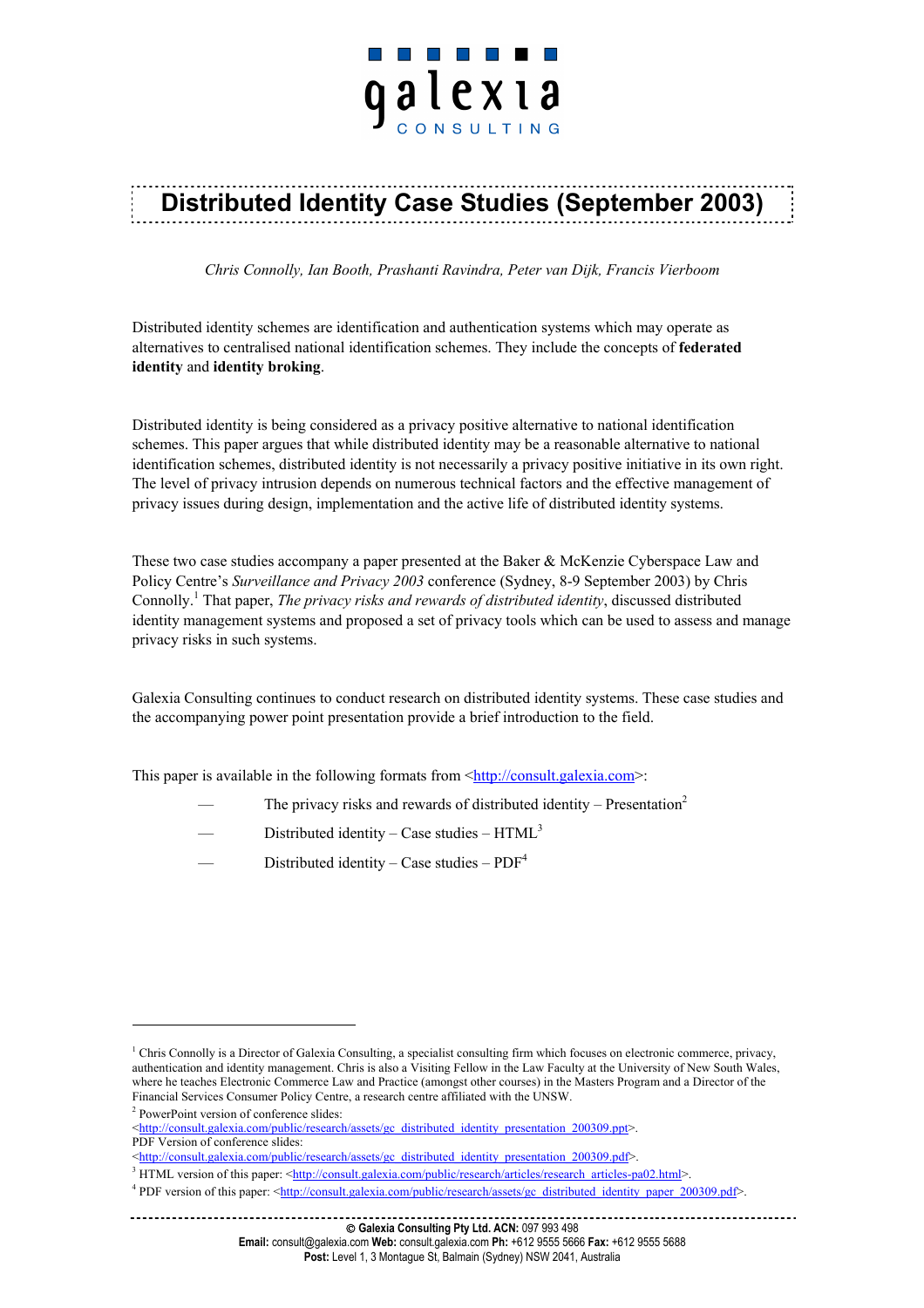galexia CONSULTING

# Distributed Identity Case Studies (September 2003)

*Chris Connolly, Ian Booth, Prashanti Ravindra, Peter van Dijk, Francis Vierboom*

Distributed identity schemes are identification and authentication systems which may operate as alternatives to centralised national identification schemes. They include the concepts of **federated identity** and **identity broking**.

Distributed identity is being considered as a privacy positive alternative to national identification schemes. This paper argues that while distributed identity may be a reasonable alternative to national identification schemes, distributed identity is not necessarily a privacy positive initiative in its own right. The level of privacy intrusion depends on numerous technical factors and the effective management of privacy issues during design, implementation and the active life of distributed identity systems.

These two case studies accompany a paper presented at the Baker & McKenzie Cyberspace Law and Policy Centre's *Surveillance and Privacy 2003* conference (Sydney, 8-9 September 2003) by Chris Connolly.[1] That paper, *The privacy risks and rewards of distributed identity*, discussed distributed identity management systems and proposed a set of privacy tools which can be used to assess and manage privacy risks in such systems.

Galexia Consulting continues to conduct research on distributed identity systems. These case studies and the accompanying power point presentation provide a brief introduction to the field.

This paper is available in the following formats from <http://consult.galexia.com>:

- The privacy risks and rewards of distributed identity – Presentation[2]
- Distributed identity – Case studies – HTML[3]
- Distributed identity – Case studies – PDF[4]

---

[1] Chris Connolly is a Director of Galexia Consulting, a specialist consulting firm which focuses on electronic commerce, privacy, authentication and identity management. Chris is also a Visiting Fellow in the Law Faculty at the University of New South Wales, where he teaches Electronic Commerce Law and Practice (amongst other courses) in the Masters Program and a Director of the Financial Services Consumer Policy Centre, a research centre affiliated with the UNSW.

[2] PowerPoint version of conference slides: <http://consult.galexia.com/public/research/assets/gc_distributed_identity_presentation_200309.ppt>. PDF Version of conference slides: <http://consult.galexia.com/public/research/assets/gc_distributed_identity_presentation_200309.pdf>.

[3] HTML version of this paper: <http://consult.galexia.com/public/research/articles/research_articles-pa02.html>.

[4] PDF version of this paper: <http://consult.galexia.com/public/research/assets/gc_distributed_identity_paper_200309.pdf>.

**© Galexia Consulting Pty Ltd. ACN:** 097 993 498
**Email:** consult@galexia.com **Web:** consult.galexia.com **Ph:** +612 9555 5666 **Fax:** +612 9555 5688
**Post:** Level 1, 3 Montague St, Balmain (Sydney) NSW 2041, Australia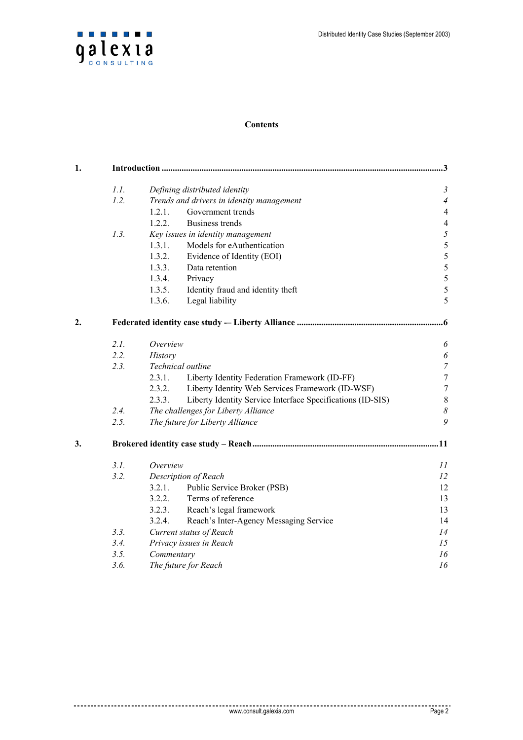**Contents**

| | | | |
|---|---|---|---|
| **1.** | **Introduction** | | **3** |
| | *1.1.* | *Defining distributed identity* | *3* |
| | *1.2.* | *Trends and drivers in identity management* | *4* |
| | | 1.2.1. Government trends | 4 |
| | | 1.2.2. Business trends | 4 |
| | *1.3.* | *Key issues in identity management* | *5* |
| | | 1.3.1. Models for eAuthentication | 5 |
| | | 1.3.2. Evidence of Identity (EOI) | 5 |
| | | 1.3.3. Data retention | 5 |
| | | 1.3.4. Privacy | 5 |
| | | 1.3.5. Identity fraud and identity theft | 5 |
| | | 1.3.6. Legal liability | 5 |
| **2.** | **Federated identity case study –- Liberty Alliance** | | **6** |
| | *2.1.* | *Overview* | *6* |
| | *2.2.* | *History* | *6* |
| | *2.3.* | *Technical outline* | *7* |
| | | 2.3.1. Liberty Identity Federation Framework (ID-FF) | 7 |
| | | 2.3.2. Liberty Identity Web Services Framework (ID-WSF) | 7 |
| | | 2.3.3. Liberty Identity Service Interface Specifications (ID-SIS) | 8 |
| | *2.4.* | *The challenges for Liberty Alliance* | *8* |
| | *2.5.* | *The future for Liberty Alliance* | *9* |
| **3.** | **Brokered identity case study – Reach** | | **11** |
| | *3.1.* | *Overview* | *11* |
| | *3.2.* | *Description of Reach* | *12* |
| | | 3.2.1. Public Service Broker (PSB) | 12 |
| | | 3.2.2. Terms of reference | 13 |
| | | 3.2.3. Reach's legal framework | 13 |
| | | 3.2.4. Reach's Inter-Agency Messaging Service | 14 |
| | *3.3.* | *Current status of Reach* | *14* |
| | *3.4.* | *Privacy issues in Reach* | *15* |
| | *3.5.* | *Commentary* | *16* |
| | *3.6.* | *The future for Reach* | *16* |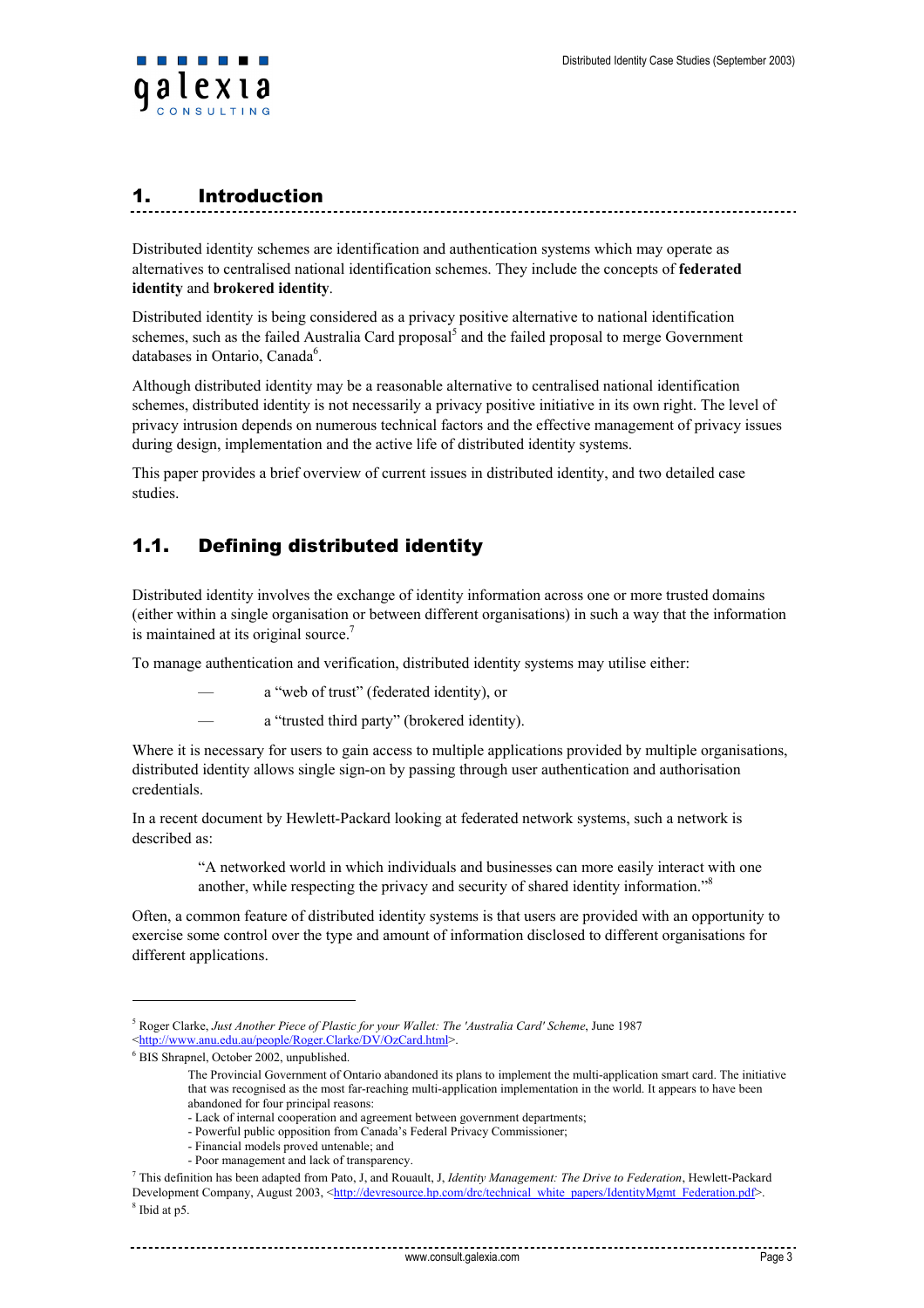# 1. Introduction

Distributed identity schemes are identification and authentication systems which may operate as alternatives to centralised national identification schemes. They include the concepts of **federated identity** and **brokered identity**.

Distributed identity is being considered as a privacy positive alternative to national identification schemes, such as the failed Australia Card proposal[5] and the failed proposal to merge Government databases in Ontario, Canada[6].

Although distributed identity may be a reasonable alternative to centralised national identification schemes, distributed identity is not necessarily a privacy positive initiative in its own right. The level of privacy intrusion depends on numerous technical factors and the effective management of privacy issues during design, implementation and the active life of distributed identity systems.

This paper provides a brief overview of current issues in distributed identity, and two detailed case studies.

## 1.1. Defining distributed identity

Distributed identity involves the exchange of identity information across one or more trusted domains (either within a single organisation or between different organisations) in such a way that the information is maintained at its original source.[7]

To manage authentication and verification, distributed identity systems may utilise either:

- a "web of trust" (federated identity), or
- a "trusted third party" (brokered identity).

Where it is necessary for users to gain access to multiple applications provided by multiple organisations, distributed identity allows single sign-on by passing through user authentication and authorisation credentials.

In a recent document by Hewlett-Packard looking at federated network systems, such a network is described as:

> "A networked world in which individuals and businesses can more easily interact with one another, while respecting the privacy and security of shared identity information."[8]

Often, a common feature of distributed identity systems is that users are provided with an opportunity to exercise some control over the type and amount of information disclosed to different organisations for different applications.

---

[5] Roger Clarke, *Just Another Piece of Plastic for your Wallet: The 'Australia Card' Scheme*, June 1987 <http://www.anu.edu.au/people/Roger.Clarke/DV/OzCard.html>.

[6] BIS Shrapnel, October 2002, unpublished.

> The Provincial Government of Ontario abandoned its plans to implement the multi-application smart card. The initiative that was recognised as the most far-reaching multi-application implementation in the world. It appears to have been abandoned for four principal reasons:
> - Lack of internal cooperation and agreement between government departments;
> - Powerful public opposition from Canada's Federal Privacy Commissioner;
> - Financial models proved untenable; and
> - Poor management and lack of transparency.

[7] This definition has been adapted from Pato, J, and Rouault, J, *Identity Management: The Drive to Federation*, Hewlett-Packard Development Company, August 2003, <http://devresource.hp.com/drc/technical_white_papers/IdentityMgmt_Federation.pdf>.

[8] Ibid at p5.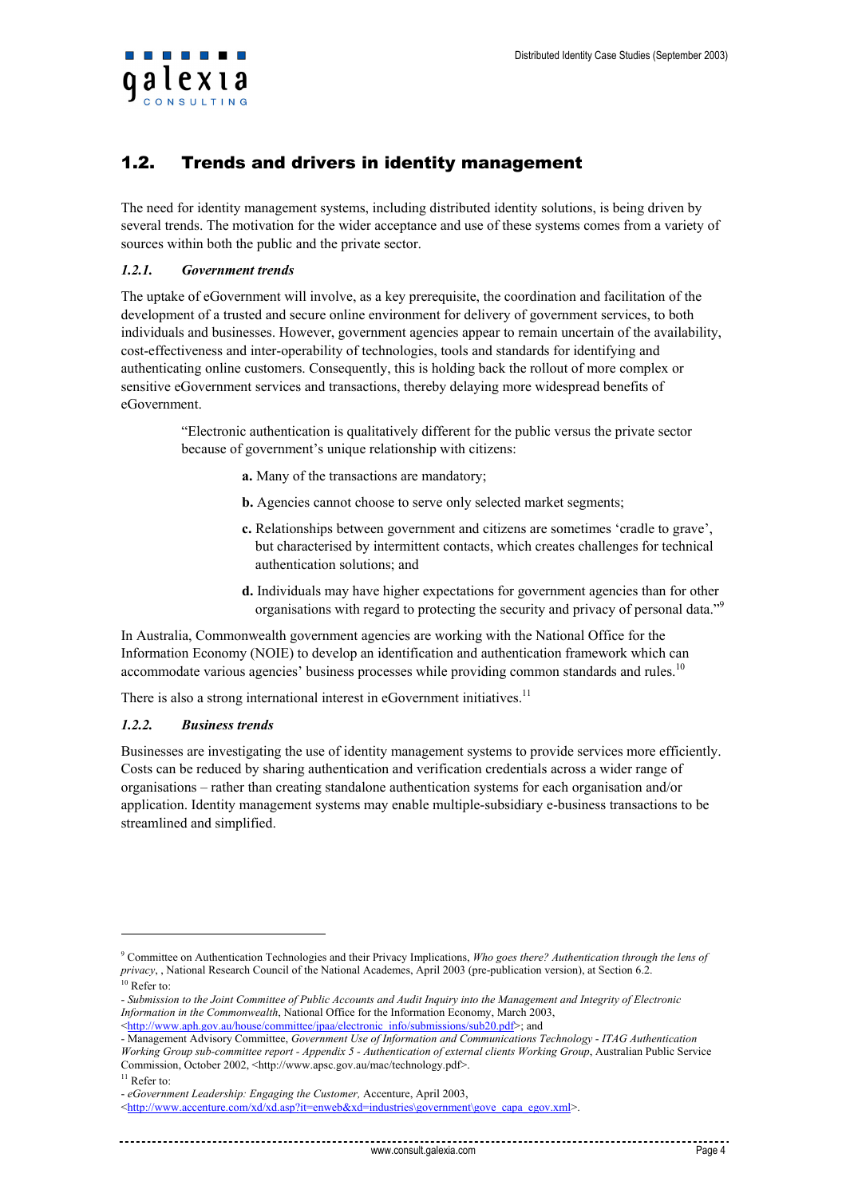## 1.2. Trends and drivers in identity management

The need for identity management systems, including distributed identity solutions, is being driven by several trends. The motivation for the wider acceptance and use of these systems comes from a variety of sources within both the public and the private sector.

### *1.2.1. Government trends*

The uptake of eGovernment will involve, as a key prerequisite, the coordination and facilitation of the development of a trusted and secure online environment for delivery of government services, to both individuals and businesses. However, government agencies appear to remain uncertain of the availability, cost-effectiveness and inter-operability of technologies, tools and standards for identifying and authenticating online customers. Consequently, this is holding back the rollout of more complex or sensitive eGovernment services and transactions, thereby delaying more widespread benefits of eGovernment.

> "Electronic authentication is qualitatively different for the public versus the private sector because of government's unique relationship with citizens:
>
> **a.** Many of the transactions are mandatory;
>
> **b.** Agencies cannot choose to serve only selected market segments;
>
> **c.** Relationships between government and citizens are sometimes 'cradle to grave', but characterised by intermittent contacts, which creates challenges for technical authentication solutions; and
>
> **d.** Individuals may have higher expectations for government agencies than for other organisations with regard to protecting the security and privacy of personal data."[9]

In Australia, Commonwealth government agencies are working with the National Office for the Information Economy (NOIE) to develop an identification and authentication framework which can accommodate various agencies' business processes while providing common standards and rules.[10]

There is also a strong international interest in eGovernment initiatives.[11]

### *1.2.2. Business trends*

Businesses are investigating the use of identity management systems to provide services more efficiently. Costs can be reduced by sharing authentication and verification credentials across a wider range of organisations – rather than creating standalone authentication systems for each organisation and/or application. Identity management systems may enable multiple-subsidiary e-business transactions to be streamlined and simplified.

---

[9] Committee on Authentication Technologies and their Privacy Implications, *Who goes there? Authentication through the lens of privacy*, , National Research Council of the National Academes, April 2003 (pre-publication version), at Section 6.2.

[10] Refer to:

- *Submission to the Joint Committee of Public Accounts and Audit Inquiry into the Management and Integrity of Electronic Information in the Commonwealth*, National Office for the Information Economy, March 2003, <http://www.aph.gov.au/house/committee/jpaa/electronic_info/submissions/sub20.pdf>; and

- Management Advisory Committee, *Government Use of Information and Communications Technology - ITAG Authentication Working Group sub-committee report - Appendix 5 - Authentication of external clients Working Group*, Australian Public Service Commission, October 2002, <http://www.apsc.gov.au/mac/technology.pdf>.

[11] Refer to:

- *eGovernment Leadership: Engaging the Customer,* Accenture, April 2003, <http://www.accenture.com/xd/xd.asp?it=enweb&xd=industries\government\gove_capa_egov.xml>.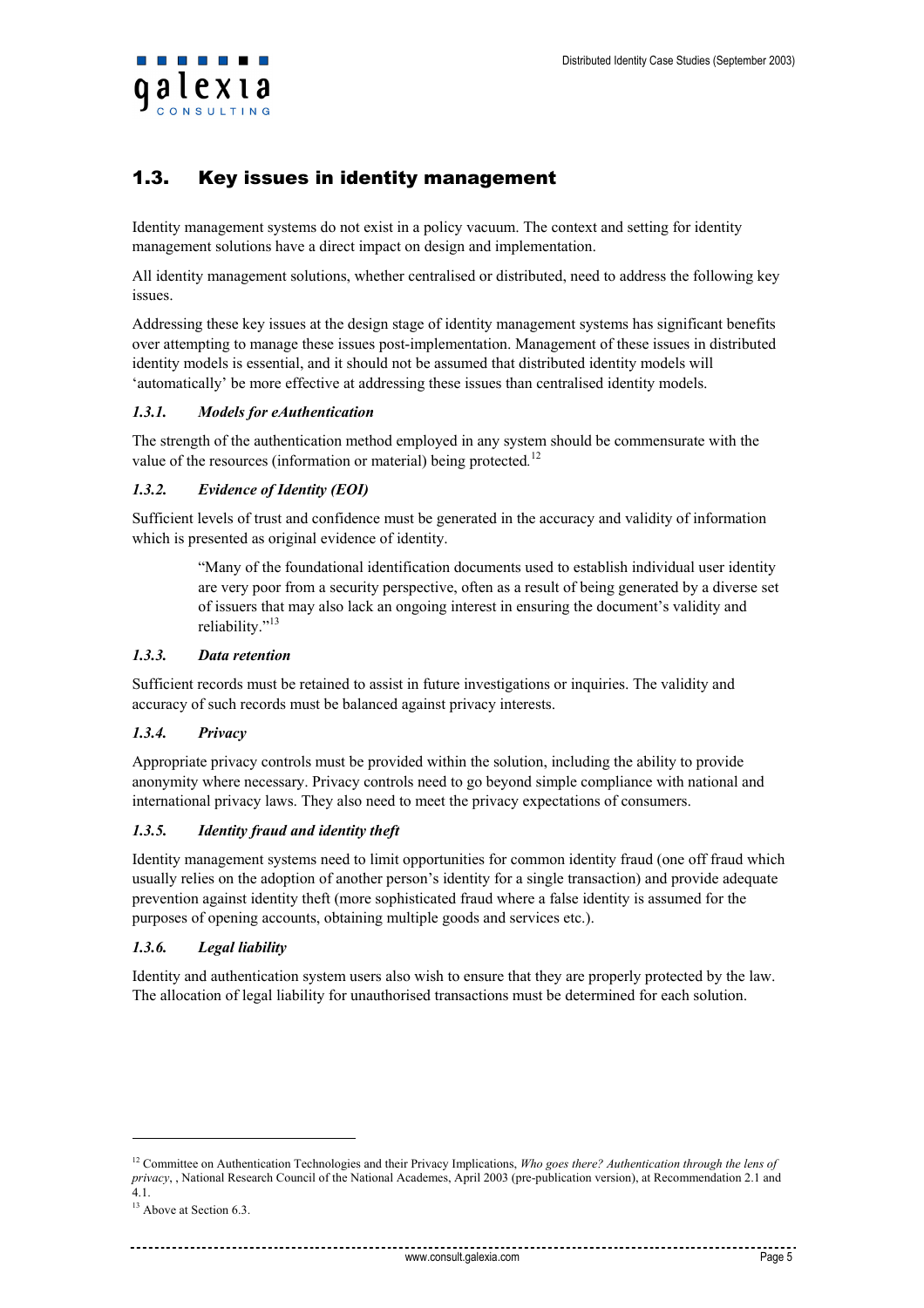## 1.3. Key issues in identity management

Identity management systems do not exist in a policy vacuum. The context and setting for identity management solutions have a direct impact on design and implementation.

All identity management solutions, whether centralised or distributed, need to address the following key issues.

Addressing these key issues at the design stage of identity management systems has significant benefits over attempting to manage these issues post-implementation. Management of these issues in distributed identity models is essential, and it should not be assumed that distributed identity models will 'automatically' be more effective at addressing these issues than centralised identity models.

### *1.3.1. Models for eAuthentication*

The strength of the authentication method employed in any system should be commensurate with the value of the resources (information or material) being protected.[12]

### *1.3.2. Evidence of Identity (EOI)*

Sufficient levels of trust and confidence must be generated in the accuracy and validity of information which is presented as original evidence of identity.

> "Many of the foundational identification documents used to establish individual user identity are very poor from a security perspective, often as a result of being generated by a diverse set of issuers that may also lack an ongoing interest in ensuring the document's validity and reliability."[13]

### *1.3.3. Data retention*

Sufficient records must be retained to assist in future investigations or inquiries. The validity and accuracy of such records must be balanced against privacy interests.

### *1.3.4. Privacy*

Appropriate privacy controls must be provided within the solution, including the ability to provide anonymity where necessary. Privacy controls need to go beyond simple compliance with national and international privacy laws. They also need to meet the privacy expectations of consumers.

### *1.3.5. Identity fraud and identity theft*

Identity management systems need to limit opportunities for common identity fraud (one off fraud which usually relies on the adoption of another person's identity for a single transaction) and provide adequate prevention against identity theft (more sophisticated fraud where a false identity is assumed for the purposes of opening accounts, obtaining multiple goods and services etc.).

### *1.3.6. Legal liability*

Identity and authentication system users also wish to ensure that they are properly protected by the law. The allocation of legal liability for unauthorised transactions must be determined for each solution.

---

[12] Committee on Authentication Technologies and their Privacy Implications, *Who goes there? Authentication through the lens of privacy*, , National Research Council of the National Academes, April 2003 (pre-publication version), at Recommendation 2.1 and 4.1.

[13] Above at Section 6.3.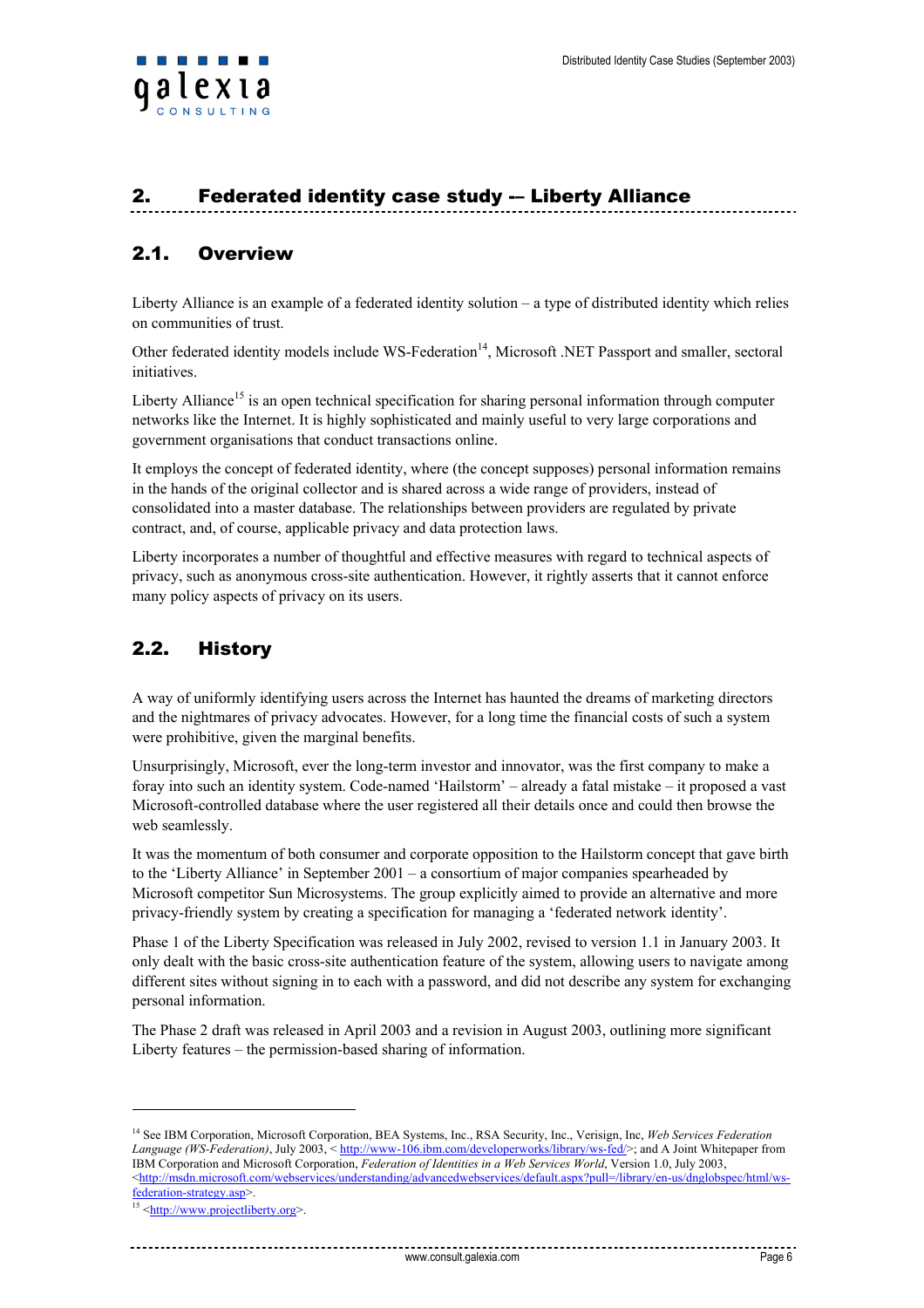## 2. Federated identity case study –- Liberty Alliance

### 2.1. Overview

Liberty Alliance is an example of a federated identity solution – a type of distributed identity which relies on communities of trust.

Other federated identity models include WS-Federation[14], Microsoft .NET Passport and smaller, sectoral initiatives.

Liberty Alliance[15] is an open technical specification for sharing personal information through computer networks like the Internet. It is highly sophisticated and mainly useful to very large corporations and government organisations that conduct transactions online.

It employs the concept of federated identity, where (the concept supposes) personal information remains in the hands of the original collector and is shared across a wide range of providers, instead of consolidated into a master database. The relationships between providers are regulated by private contract, and, of course, applicable privacy and data protection laws.

Liberty incorporates a number of thoughtful and effective measures with regard to technical aspects of privacy, such as anonymous cross-site authentication. However, it rightly asserts that it cannot enforce many policy aspects of privacy on its users.

### 2.2. History

A way of uniformly identifying users across the Internet has haunted the dreams of marketing directors and the nightmares of privacy advocates. However, for a long time the financial costs of such a system were prohibitive, given the marginal benefits.

Unsurprisingly, Microsoft, ever the long-term investor and innovator, was the first company to make a foray into such an identity system. Code-named 'Hailstorm' – already a fatal mistake – it proposed a vast Microsoft-controlled database where the user registered all their details once and could then browse the web seamlessly.

It was the momentum of both consumer and corporate opposition to the Hailstorm concept that gave birth to the 'Liberty Alliance' in September 2001 – a consortium of major companies spearheaded by Microsoft competitor Sun Microsystems. The group explicitly aimed to provide an alternative and more privacy-friendly system by creating a specification for managing a 'federated network identity'.

Phase 1 of the Liberty Specification was released in July 2002, revised to version 1.1 in January 2003. It only dealt with the basic cross-site authentication feature of the system, allowing users to navigate among different sites without signing in to each with a password, and did not describe any system for exchanging personal information.

The Phase 2 draft was released in April 2003 and a revision in August 2003, outlining more significant Liberty features – the permission-based sharing of information.

---

[14] See IBM Corporation, Microsoft Corporation, BEA Systems, Inc., RSA Security, Inc., Verisign, Inc, *Web Services Federation Language (WS-Federation)*, July 2003, < http://www-106.ibm.com/developerworks/library/ws-fed/>; and A Joint Whitepaper from IBM Corporation and Microsoft Corporation, *Federation of Identities in a Web Services World*, Version 1.0, July 2003, <http://msdn.microsoft.com/webservices/understanding/advancedwebservices/default.aspx?pull=/library/en-us/dnglobspec/html/ws-federation-strategy.asp>.

[15] <http://www.projectliberty.org>.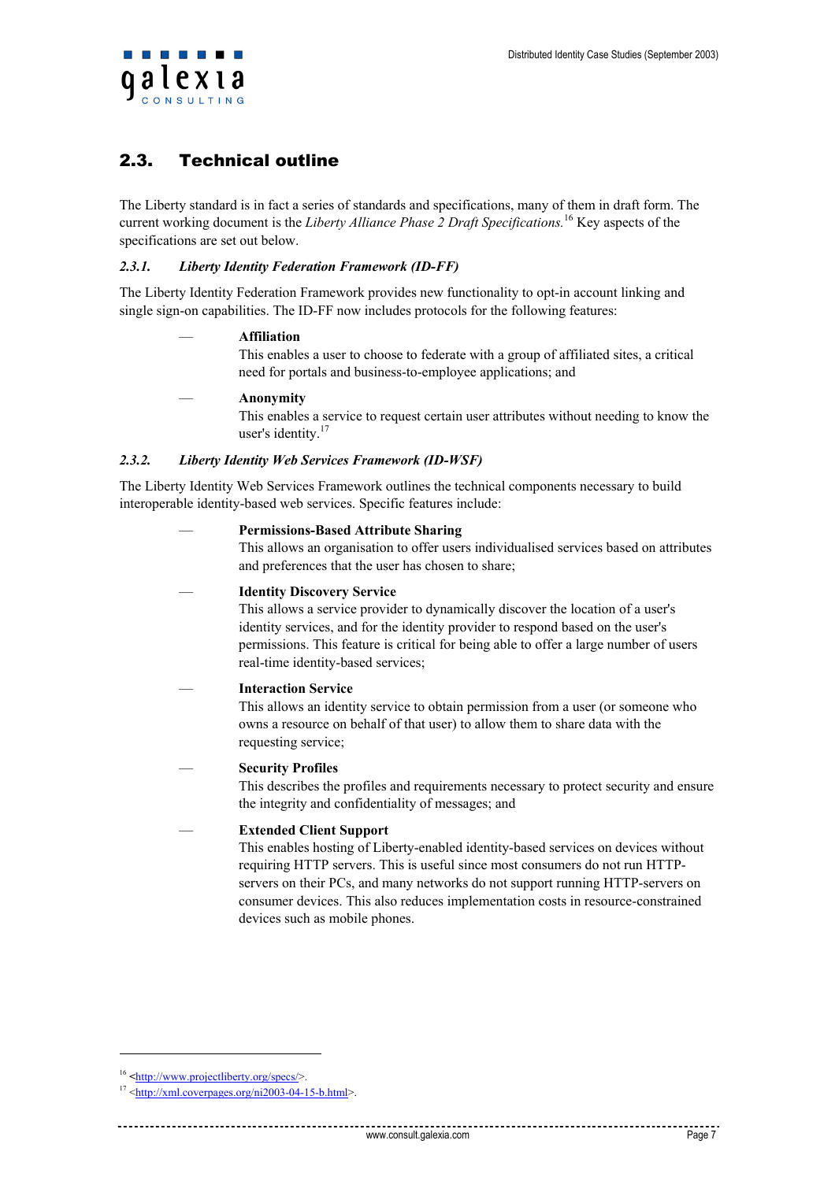## 2.3. Technical outline

The Liberty standard is in fact a series of standards and specifications, many of them in draft form. The current working document is the *Liberty Alliance Phase 2 Draft Specifications.*[16] Key aspects of the specifications are set out below.

### *2.3.1. Liberty Identity Federation Framework (ID-FF)*

The Liberty Identity Federation Framework provides new functionality to opt-in account linking and single sign-on capabilities. The ID-FF now includes protocols for the following features:

— **Affiliation**
  This enables a user to choose to federate with a group of affiliated sites, a critical need for portals and business-to-employee applications; and

— **Anonymity**
  This enables a service to request certain user attributes without needing to know the user's identity.[17]

### *2.3.2. Liberty Identity Web Services Framework (ID-WSF)*

The Liberty Identity Web Services Framework outlines the technical components necessary to build interoperable identity-based web services. Specific features include:

— **Permissions-Based Attribute Sharing**
  This allows an organisation to offer users individualised services based on attributes and preferences that the user has chosen to share;

— **Identity Discovery Service**
  This allows a service provider to dynamically discover the location of a user's identity services, and for the identity provider to respond based on the user's permissions. This feature is critical for being able to offer a large number of users real-time identity-based services;

— **Interaction Service**
  This allows an identity service to obtain permission from a user (or someone who owns a resource on behalf of that user) to allow them to share data with the requesting service;

— **Security Profiles**
  This describes the profiles and requirements necessary to protect security and ensure the integrity and confidentiality of messages; and

— **Extended Client Support**
  This enables hosting of Liberty-enabled identity-based services on devices without requiring HTTP servers. This is useful since most consumers do not run HTTP-servers on their PCs, and many networks do not support running HTTP-servers on consumer devices. This also reduces implementation costs in resource-constrained devices such as mobile phones.

---

[16] <http://www.projectliberty.org/specs/>.

[17] <http://xml.coverpages.org/ni2003-04-15-b.html>.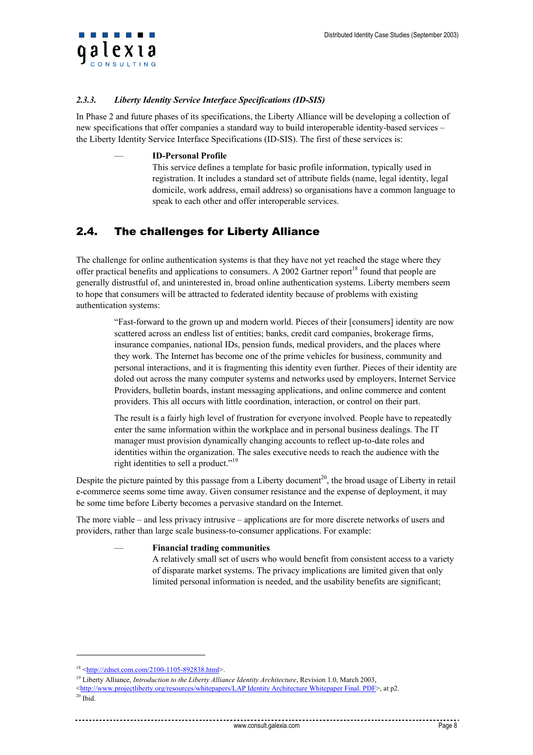### 2.3.3. *Liberty Identity Service Interface Specifications (ID-SIS)*

In Phase 2 and future phases of its specifications, the Liberty Alliance will be developing a collection of new specifications that offer companies a standard way to build interoperable identity-based services – the Liberty Identity Service Interface Specifications (ID-SIS). The first of these services is:

— **ID-Personal Profile**
This service defines a template for basic profile information, typically used in registration. It includes a standard set of attribute fields (name, legal identity, legal domicile, work address, email address) so organisations have a common language to speak to each other and offer interoperable services.

## 2.4. The challenges for Liberty Alliance

The challenge for online authentication systems is that they have not yet reached the stage where they offer practical benefits and applications to consumers. A 2002 Gartner report[18] found that people are generally distrustful of, and uninterested in, broad online authentication systems. Liberty members seem to hope that consumers will be attracted to federated identity because of problems with existing authentication systems:

> "Fast-forward to the grown up and modern world. Pieces of their [consumers] identity are now scattered across an endless list of entities; banks, credit card companies, brokerage firms, insurance companies, national IDs, pension funds, medical providers, and the places where they work. The Internet has become one of the prime vehicles for business, community and personal interactions, and it is fragmenting this identity even further. Pieces of their identity are doled out across the many computer systems and networks used by employers, Internet Service Providers, bulletin boards, instant messaging applications, and online commerce and content providers. This all occurs with little coordination, interaction, or control on their part.
>
> The result is a fairly high level of frustration for everyone involved. People have to repeatedly enter the same information within the workplace and in personal business dealings. The IT manager must provision dynamically changing accounts to reflect up-to-date roles and identities within the organization. The sales executive needs to reach the audience with the right identities to sell a product."[19]

Despite the picture painted by this passage from a Liberty document[20], the broad usage of Liberty in retail e-commerce seems some time away. Given consumer resistance and the expense of deployment, it may be some time before Liberty becomes a pervasive standard on the Internet.

The more viable – and less privacy intrusive – applications are for more discrete networks of users and providers, rather than large scale business-to-consumer applications. For example:

— **Financial trading communities**
A relatively small set of users who would benefit from consistent access to a variety of disparate market systems. The privacy implications are limited given that only limited personal information is needed, and the usability benefits are significant;

---

[18] <http://zdnet.com.com/2100-1105-892838.html>.

[19] Liberty Alliance, *Introduction to the Liberty Alliance Identity Architecture*, Revision 1.0, March 2003, <http://www.projectliberty.org/resources/whitepapers/LAP Identity Architecture Whitepaper Final. PDF>, at p2.

[20] Ibid.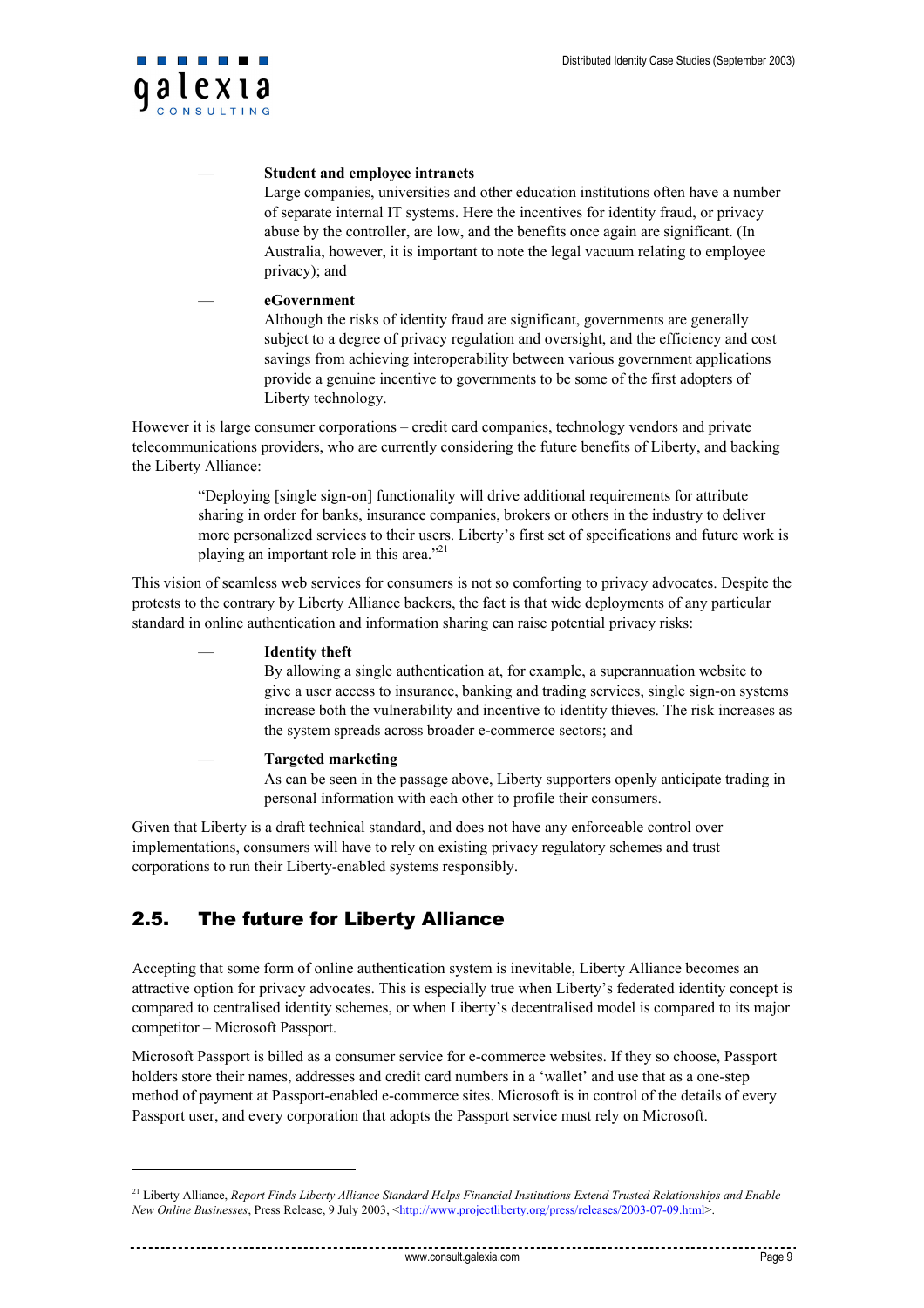- **Student and employee intranets**
  Large companies, universities and other education institutions often have a number of separate internal IT systems. Here the incentives for identity fraud, or privacy abuse by the controller, are low, and the benefits once again are significant. (In Australia, however, it is important to note the legal vacuum relating to employee privacy); and

- **eGovernment**
  Although the risks of identity fraud are significant, governments are generally subject to a degree of privacy regulation and oversight, and the efficiency and cost savings from achieving interoperability between various government applications provide a genuine incentive to governments to be some of the first adopters of Liberty technology.

However it is large consumer corporations – credit card companies, technology vendors and private telecommunications providers, who are currently considering the future benefits of Liberty, and backing the Liberty Alliance:

> "Deploying [single sign-on] functionality will drive additional requirements for attribute sharing in order for banks, insurance companies, brokers or others in the industry to deliver more personalized services to their users. Liberty's first set of specifications and future work is playing an important role in this area."[21]

This vision of seamless web services for consumers is not so comforting to privacy advocates. Despite the protests to the contrary by Liberty Alliance backers, the fact is that wide deployments of any particular standard in online authentication and information sharing can raise potential privacy risks:

- **Identity theft**
  By allowing a single authentication at, for example, a superannuation website to give a user access to insurance, banking and trading services, single sign-on systems increase both the vulnerability and incentive to identity thieves. The risk increases as the system spreads across broader e-commerce sectors; and

- **Targeted marketing**
  As can be seen in the passage above, Liberty supporters openly anticipate trading in personal information with each other to profile their consumers.

Given that Liberty is a draft technical standard, and does not have any enforceable control over implementations, consumers will have to rely on existing privacy regulatory schemes and trust corporations to run their Liberty-enabled systems responsibly.

## 2.5. The future for Liberty Alliance

Accepting that some form of online authentication system is inevitable, Liberty Alliance becomes an attractive option for privacy advocates. This is especially true when Liberty's federated identity concept is compared to centralised identity schemes, or when Liberty's decentralised model is compared to its major competitor – Microsoft Passport.

Microsoft Passport is billed as a consumer service for e-commerce websites. If they so choose, Passport holders store their names, addresses and credit card numbers in a 'wallet' and use that as a one-step method of payment at Passport-enabled e-commerce sites. Microsoft is in control of the details of every Passport user, and every corporation that adopts the Passport service must rely on Microsoft.

---

[21] Liberty Alliance, *Report Finds Liberty Alliance Standard Helps Financial Institutions Extend Trusted Relationships and Enable New Online Businesses*, Press Release, 9 July 2003, <http://www.projectliberty.org/press/releases/2003-07-09.html>.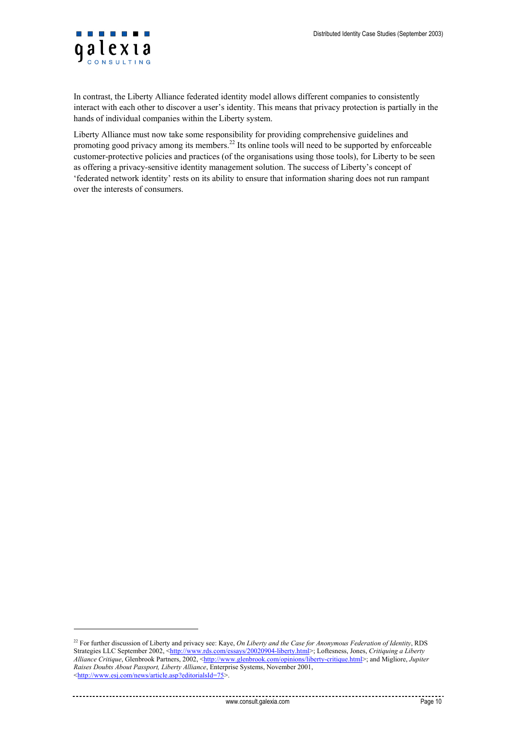In contrast, the Liberty Alliance federated identity model allows different companies to consistently interact with each other to discover a user's identity. This means that privacy protection is partially in the hands of individual companies within the Liberty system.

Liberty Alliance must now take some responsibility for providing comprehensive guidelines and promoting good privacy among its members.[22] Its online tools will need to be supported by enforceable customer-protective policies and practices (of the organisations using those tools), for Liberty to be seen as offering a privacy-sensitive identity management solution. The success of Liberty's concept of 'federated network identity' rests on its ability to ensure that information sharing does not run rampant over the interests of consumers.

---

[22] For further discussion of Liberty and privacy see: Kaye, *On Liberty and the Case for Anonymous Federation of Identity*, RDS Strategies LLC September 2002, <http://www.rds.com/essays/20020904-liberty.html>; Loftesness, Jones, *Critiquing a Liberty Alliance Critique*, Glenbrook Partners, 2002, <http://www.glenbrook.com/opinions/liberty-critique.html>; and Migliore, *Jupiter Raises Doubts About Passport, Liberty Alliance*, Enterprise Systems, November 2001, <http://www.esj.com/news/article.asp?editorialsId=75>.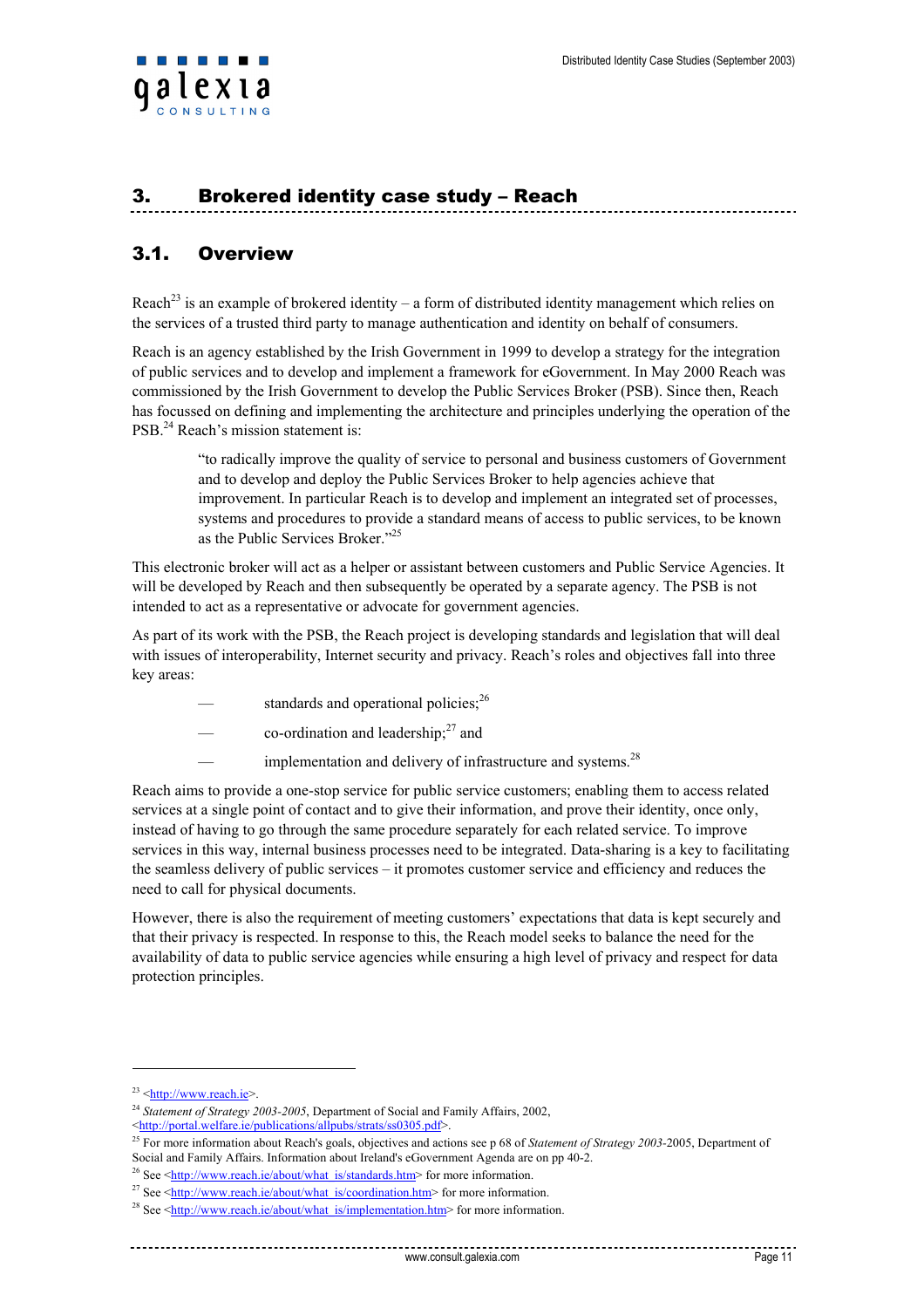# 3. Brokered identity case study – Reach

## 3.1. Overview

Reach[23] is an example of brokered identity – a form of distributed identity management which relies on the services of a trusted third party to manage authentication and identity on behalf of consumers.

Reach is an agency established by the Irish Government in 1999 to develop a strategy for the integration of public services and to develop and implement a framework for eGovernment. In May 2000 Reach was commissioned by the Irish Government to develop the Public Services Broker (PSB). Since then, Reach has focussed on defining and implementing the architecture and principles underlying the operation of the PSB.[24] Reach's mission statement is:

> "to radically improve the quality of service to personal and business customers of Government and to develop and deploy the Public Services Broker to help agencies achieve that improvement. In particular Reach is to develop and implement an integrated set of processes, systems and procedures to provide a standard means of access to public services, to be known as the Public Services Broker."[25]

This electronic broker will act as a helper or assistant between customers and Public Service Agencies. It will be developed by Reach and then subsequently be operated by a separate agency. The PSB is not intended to act as a representative or advocate for government agencies.

As part of its work with the PSB, the Reach project is developing standards and legislation that will deal with issues of interoperability, Internet security and privacy. Reach's roles and objectives fall into three key areas:

- standards and operational policies;[26]
- co-ordination and leadership;[27] and
- implementation and delivery of infrastructure and systems.[28]

Reach aims to provide a one-stop service for public service customers; enabling them to access related services at a single point of contact and to give their information, and prove their identity, once only, instead of having to go through the same procedure separately for each related service. To improve services in this way, internal business processes need to be integrated. Data-sharing is a key to facilitating the seamless delivery of public services – it promotes customer service and efficiency and reduces the need to call for physical documents.

However, there is also the requirement of meeting customers' expectations that data is kept securely and that their privacy is respected. In response to this, the Reach model seeks to balance the need for the availability of data to public service agencies while ensuring a high level of privacy and respect for data protection principles.

---

[23] <http://www.reach.ie>.

[24] *Statement of Strategy 2003-2005*, Department of Social and Family Affairs, 2002, <http://portal.welfare.ie/publications/allpubs/strats/ss0305.pdf>.

[25] For more information about Reach's goals, objectives and actions see p 68 of *Statement of Strategy 2003-*2005, Department of Social and Family Affairs. Information about Ireland's eGovernment Agenda are on pp 40-2.

[26] See <http://www.reach.ie/about/what_is/standards.htm> for more information.

[27] See <http://www.reach.ie/about/what_is/coordination.htm> for more information.

[28] See <http://www.reach.ie/about/what_is/implementation.htm> for more information.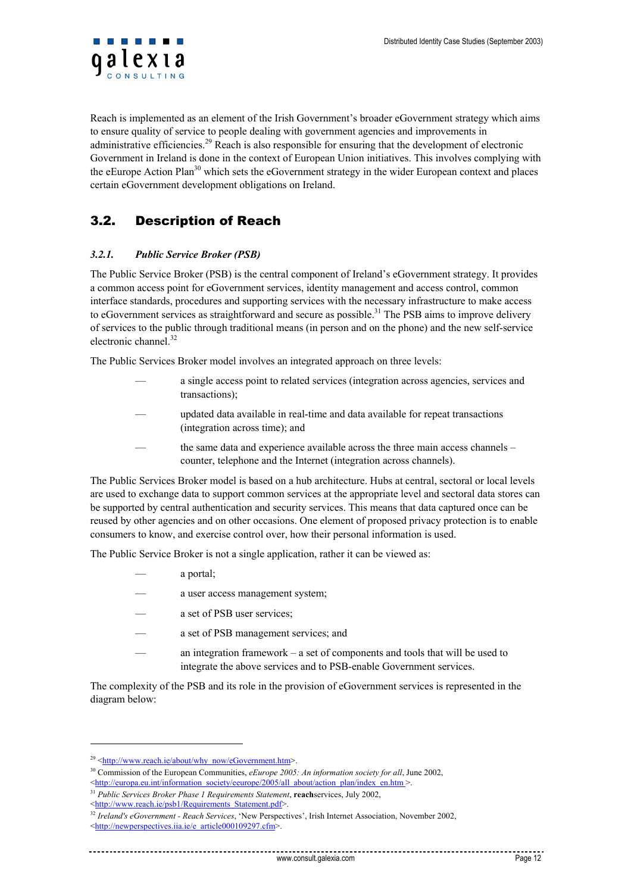Reach is implemented as an element of the Irish Government's broader eGovernment strategy which aims to ensure quality of service to people dealing with government agencies and improvements in administrative efficiencies.[29] Reach is also responsible for ensuring that the development of electronic Government in Ireland is done in the context of European Union initiatives. This involves complying with the eEurope Action Plan[30] which sets the eGovernment strategy in the wider European context and places certain eGovernment development obligations on Ireland.

## 3.2. Description of Reach

### *3.2.1. Public Service Broker (PSB)*

The Public Service Broker (PSB) is the central component of Ireland's eGovernment strategy. It provides a common access point for eGovernment services, identity management and access control, common interface standards, procedures and supporting services with the necessary infrastructure to make access to eGovernment services as straightforward and secure as possible.[31] The PSB aims to improve delivery of services to the public through traditional means (in person and on the phone) and the new self-service electronic channel.[32]

The Public Services Broker model involves an integrated approach on three levels:

- a single access point to related services (integration across agencies, services and transactions);
- updated data available in real-time and data available for repeat transactions (integration across time); and
- the same data and experience available across the three main access channels – counter, telephone and the Internet (integration across channels).

The Public Services Broker model is based on a hub architecture. Hubs at central, sectoral or local levels are used to exchange data to support common services at the appropriate level and sectoral data stores can be supported by central authentication and security services. This means that data captured once can be reused by other agencies and on other occasions. One element of proposed privacy protection is to enable consumers to know, and exercise control over, how their personal information is used.

The Public Service Broker is not a single application, rather it can be viewed as:

- a portal;
- a user access management system;
- a set of PSB user services;
- a set of PSB management services; and
- an integration framework – a set of components and tools that will be used to integrate the above services and to PSB-enable Government services.

The complexity of the PSB and its role in the provision of eGovernment services is represented in the diagram below:

---

[29] <http://www.reach.ie/about/why_now/eGovernment.htm>.

[30] Commission of the European Communities, *eEurope 2005: An information society for all*, June 2002, <http://europa.eu.int/information_society/eeurope/2005/all_about/action_plan/index_en.htm >.

[31] *Public Services Broker Phase 1 Requirements Statement*, **reach**services, July 2002, <http://www.reach.ie/psb1/Requirements_Statement.pdf>.

[32] *Ireland's eGovernment - Reach Services*, 'New Perspectives', Irish Internet Association, November 2002, <http://newperspectives.iia.ie/e_article000109297.cfm>.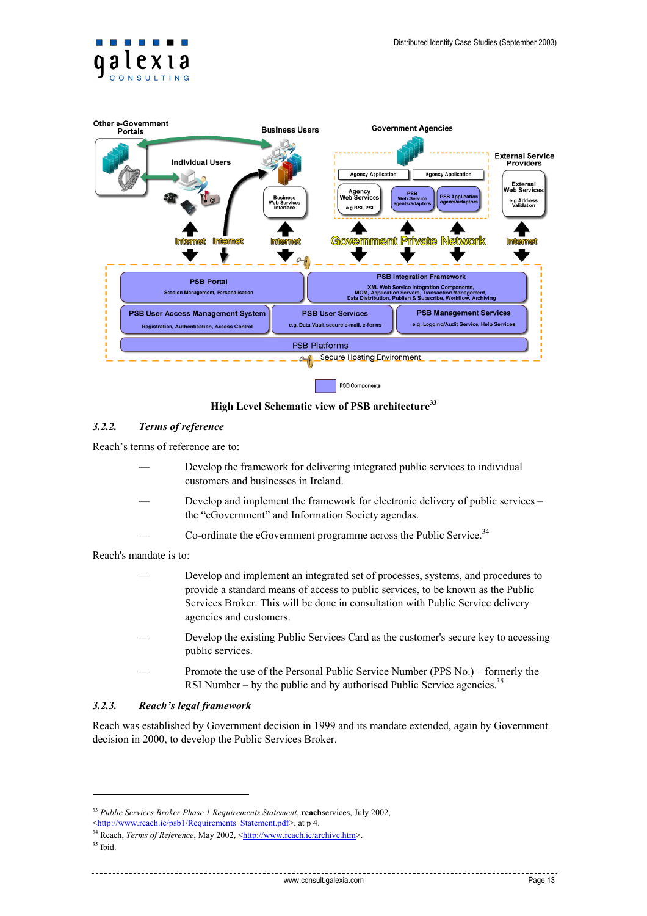**High Level Schematic view of PSB architecture**[33]

### 3.2.2. *Terms of reference*

Reach's terms of reference are to:

- Develop the framework for delivering integrated public services to individual customers and businesses in Ireland.
- Develop and implement the framework for electronic delivery of public services – the "eGovernment" and Information Society agendas.
- Co-ordinate the eGovernment programme across the Public Service.[34]

Reach's mandate is to:

- Develop and implement an integrated set of processes, systems, and procedures to provide a standard means of access to public services, to be known as the Public Services Broker. This will be done in consultation with Public Service delivery agencies and customers.
- Develop the existing Public Services Card as the customer's secure key to accessing public services.
- Promote the use of the Personal Public Service Number (PPS No.) – formerly the RSI Number – by the public and by authorised Public Service agencies.[35]

### 3.2.3. *Reach's legal framework*

Reach was established by Government decision in 1999 and its mandate extended, again by Government decision in 2000, to develop the Public Services Broker.

---

[33] *Public Services Broker Phase 1 Requirements Statement*, **reach**services, July 2002, <http://www.reach.ie/psb1/Requirements_Statement.pdf>, at p 4.

[34] Reach, *Terms of Reference*, May 2002, <http://www.reach.ie/archive.htm>.

[35] Ibid.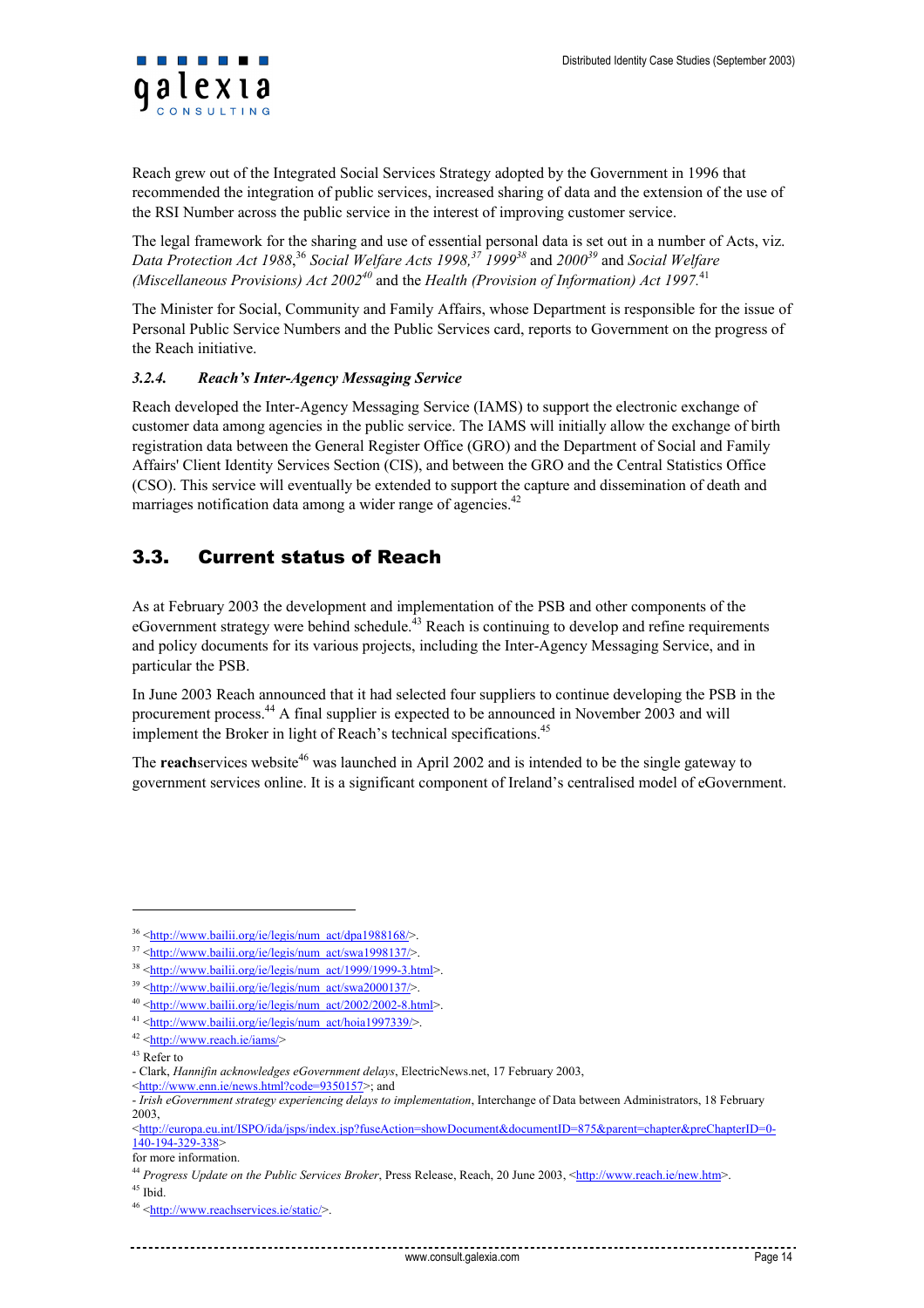Reach grew out of the Integrated Social Services Strategy adopted by the Government in 1996 that recommended the integration of public services, increased sharing of data and the extension of the use of the RSI Number across the public service in the interest of improving customer service.

The legal framework for the sharing and use of essential personal data is set out in a number of Acts, viz. *Data Protection Act 1988*,[36] *Social Welfare Acts 1998,*[37] *1999*[38] and *2000*[39] and *Social Welfare (Miscellaneous Provisions) Act 2002*[40] and the *Health (Provision of Information) Act 1997*.[41]

The Minister for Social, Community and Family Affairs, whose Department is responsible for the issue of Personal Public Service Numbers and the Public Services card, reports to Government on the progress of the Reach initiative.

#### *3.2.4. Reach's Inter-Agency Messaging Service*

Reach developed the Inter-Agency Messaging Service (IAMS) to support the electronic exchange of customer data among agencies in the public service. The IAMS will initially allow the exchange of birth registration data between the General Register Office (GRO) and the Department of Social and Family Affairs' Client Identity Services Section (CIS), and between the GRO and the Central Statistics Office (CSO). This service will eventually be extended to support the capture and dissemination of death and marriages notification data among a wider range of agencies.[42]

## 3.3. Current status of Reach

As at February 2003 the development and implementation of the PSB and other components of the eGovernment strategy were behind schedule.[43] Reach is continuing to develop and refine requirements and policy documents for its various projects, including the Inter-Agency Messaging Service, and in particular the PSB.

In June 2003 Reach announced that it had selected four suppliers to continue developing the PSB in the procurement process.[44] A final supplier is expected to be announced in November 2003 and will implement the Broker in light of Reach's technical specifications.[45]

The **reach**services website[46] was launched in April 2002 and is intended to be the single gateway to government services online. It is a significant component of Ireland's centralised model of eGovernment.

---

[36] <http://www.bailii.org/ie/legis/num_act/dpa1988168/>.

[37] <http://www.bailii.org/ie/legis/num_act/swa1998137/>.

[38] <http://www.bailii.org/ie/legis/num_act/1999/1999-3.html>.

[39] <http://www.bailii.org/ie/legis/num_act/swa2000137/>.

[40] <http://www.bailii.org/ie/legis/num_act/2002/2002-8.html>.

[41] <http://www.bailii.org/ie/legis/num_act/hoia1997339/>.

[42] <http://www.reach.ie/iams/>

[43] Refer to
- Clark, *Hannifin acknowledges eGovernment delays*, ElectricNews.net, 17 February 2003, <http://www.enn.ie/news.html?code=9350157>; and
- *Irish eGovernment strategy experiencing delays to implementation*, Interchange of Data between Administrators, 18 February 2003, <http://europa.eu.int/ISPO/ida/jsps/index.jsp?fuseAction=showDocument&documentID=875&parent=chapter&preChapterID=0-140-194-329-338>
for more information.

[44] *Progress Update on the Public Services Broker*, Press Release, Reach, 20 June 2003, <http://www.reach.ie/new.htm>.

[45] Ibid.

[46] <http://www.reachservices.ie/static/>.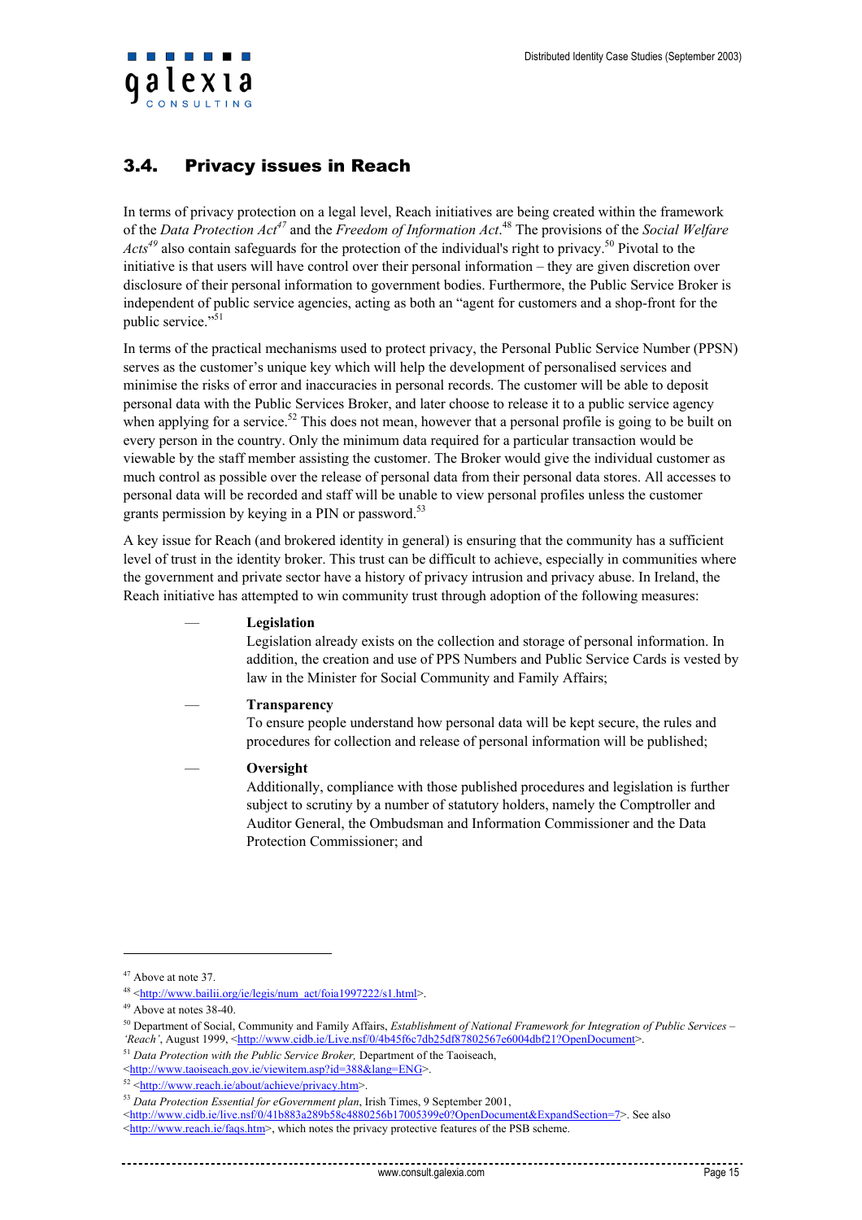## 3.4. Privacy issues in Reach

In terms of privacy protection on a legal level, Reach initiatives are being created within the framework of the *Data Protection Act*[47] and the *Freedom of Information Act*.[48] The provisions of the *Social Welfare Acts*[49] also contain safeguards for the protection of the individual's right to privacy.[50] Pivotal to the initiative is that users will have control over their personal information – they are given discretion over disclosure of their personal information to government bodies. Furthermore, the Public Service Broker is independent of public service agencies, acting as both an "agent for customers and a shop-front for the public service."[51]

In terms of the practical mechanisms used to protect privacy, the Personal Public Service Number (PPSN) serves as the customer's unique key which will help the development of personalised services and minimise the risks of error and inaccuracies in personal records. The customer will be able to deposit personal data with the Public Services Broker, and later choose to release it to a public service agency when applying for a service.[52] This does not mean, however that a personal profile is going to be built on every person in the country. Only the minimum data required for a particular transaction would be viewable by the staff member assisting the customer. The Broker would give the individual customer as much control as possible over the release of personal data from their personal data stores. All accesses to personal data will be recorded and staff will be unable to view personal profiles unless the customer grants permission by keying in a PIN or password.[53]

A key issue for Reach (and brokered identity in general) is ensuring that the community has a sufficient level of trust in the identity broker. This trust can be difficult to achieve, especially in communities where the government and private sector have a history of privacy intrusion and privacy abuse. In Ireland, the Reach initiative has attempted to win community trust through adoption of the following measures:

— **Legislation**
  Legislation already exists on the collection and storage of personal information. In addition, the creation and use of PPS Numbers and Public Service Cards is vested by law in the Minister for Social Community and Family Affairs;

— **Transparency**
  To ensure people understand how personal data will be kept secure, the rules and procedures for collection and release of personal information will be published;

— **Oversight**
  Additionally, compliance with those published procedures and legislation is further subject to scrutiny by a number of statutory holders, namely the Comptroller and Auditor General, the Ombudsman and Information Commissioner and the Data Protection Commissioner; and

---

[47] Above at note 37.

[48] <http://www.bailii.org/ie/legis/num_act/foia1997222/s1.html>.

[49] Above at notes 38-40.

[50] Department of Social, Community and Family Affairs, *Establishment of National Framework for Integration of Public Services – 'Reach'*, August 1999, <http://www.cidb.ie/Live.nsf/0/4b45f6c7db25df87802567e6004dbf21?OpenDocument>.

[51] *Data Protection with the Public Service Broker,* Department of the Taoiseach, <http://www.taoiseach.gov.ie/viewitem.asp?id=388&lang=ENG>.

[52] <http://www.reach.ie/about/achieve/privacy.htm>.

[53] *Data Protection Essential for eGovernment plan*, Irish Times, 9 September 2001, <http://www.cidb.ie/live.nsf/0/41b883a289b58c4880256b17005399e0?OpenDocument&ExpandSection=7>. See also <http://www.reach.ie/faqs.htm>, which notes the privacy protective features of the PSB scheme.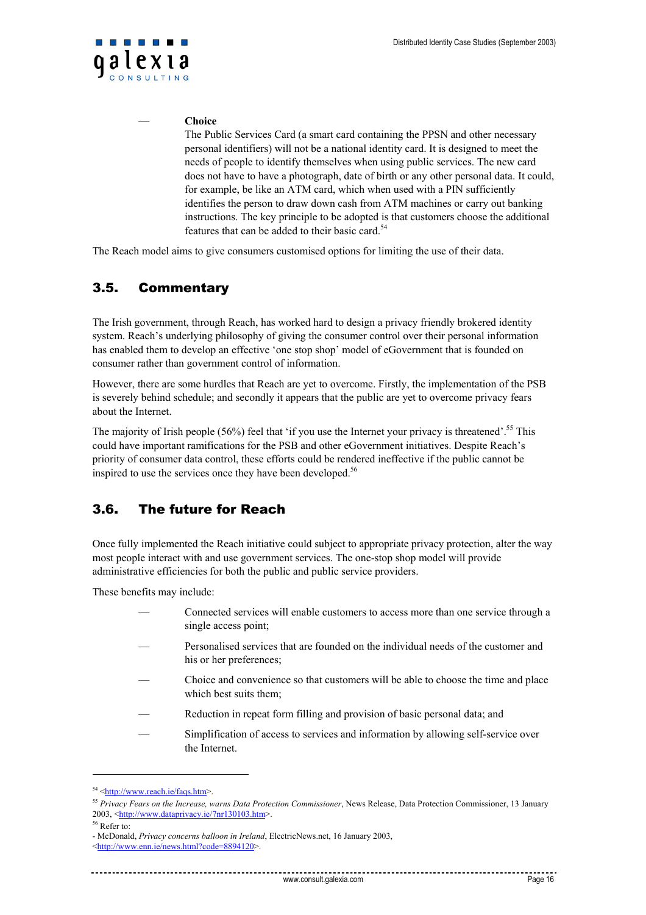- **Choice**
  The Public Services Card (a smart card containing the PPSN and other necessary personal identifiers) will not be a national identity card. It is designed to meet the needs of people to identify themselves when using public services. The new card does not have to have a photograph, date of birth or any other personal data. It could, for example, be like an ATM card, which when used with a PIN sufficiently identifies the person to draw down cash from ATM machines or carry out banking instructions. The key principle to be adopted is that customers choose the additional features that can be added to their basic card.[54]

The Reach model aims to give consumers customised options for limiting the use of their data.

## 3.5. Commentary

The Irish government, through Reach, has worked hard to design a privacy friendly brokered identity system. Reach's underlying philosophy of giving the consumer control over their personal information has enabled them to develop an effective 'one stop shop' model of eGovernment that is founded on consumer rather than government control of information.

However, there are some hurdles that Reach are yet to overcome. Firstly, the implementation of the PSB is severely behind schedule; and secondly it appears that the public are yet to overcome privacy fears about the Internet.

The majority of Irish people (56%) feel that 'if you use the Internet your privacy is threatened'.[55] This could have important ramifications for the PSB and other eGovernment initiatives. Despite Reach's priority of consumer data control, these efforts could be rendered ineffective if the public cannot be inspired to use the services once they have been developed.[56]

## 3.6. The future for Reach

Once fully implemented the Reach initiative could subject to appropriate privacy protection, alter the way most people interact with and use government services. The one-stop shop model will provide administrative efficiencies for both the public and public service providers.

These benefits may include:

- Connected services will enable customers to access more than one service through a single access point;
- Personalised services that are founded on the individual needs of the customer and his or her preferences;
- Choice and convenience so that customers will be able to choose the time and place which best suits them;
- Reduction in repeat form filling and provision of basic personal data; and
- Simplification of access to services and information by allowing self-service over the Internet.

---

[54] <http://www.reach.ie/faqs.htm>.

[55] *Privacy Fears on the Increase, warns Data Protection Commissioner*, News Release, Data Protection Commissioner, 13 January 2003, <http://www.dataprivacy.ie/7nr130103.htm>.

[56] Refer to:
- McDonald, *Privacy concerns balloon in Ireland*, ElectricNews.net, 16 January 2003, <http://www.enn.ie/news.html?code=8894120>.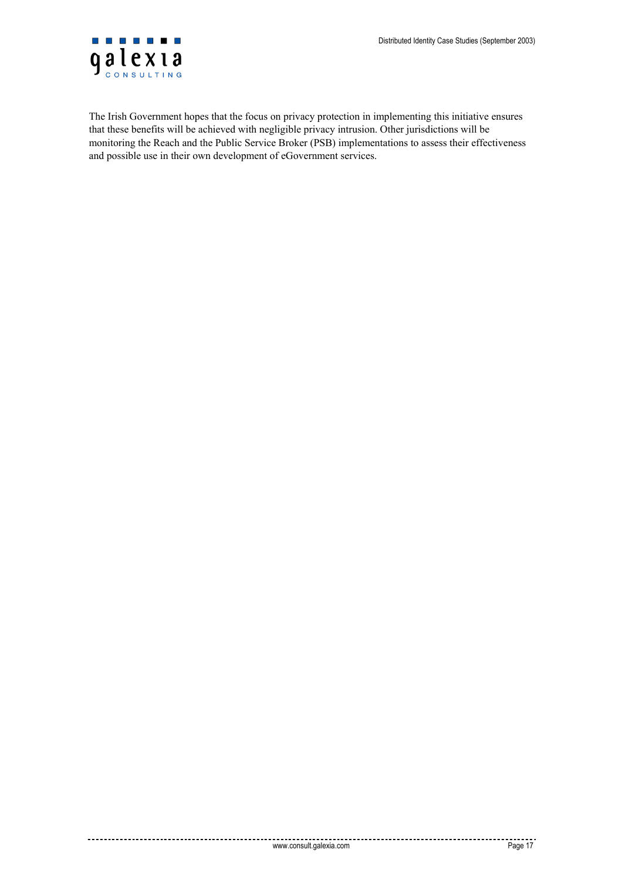The Irish Government hopes that the focus on privacy protection in implementing this initiative ensures that these benefits will be achieved with negligible privacy intrusion. Other jurisdictions will be monitoring the Reach and the Public Service Broker (PSB) implementations to assess their effectiveness and possible use in their own development of eGovernment services.